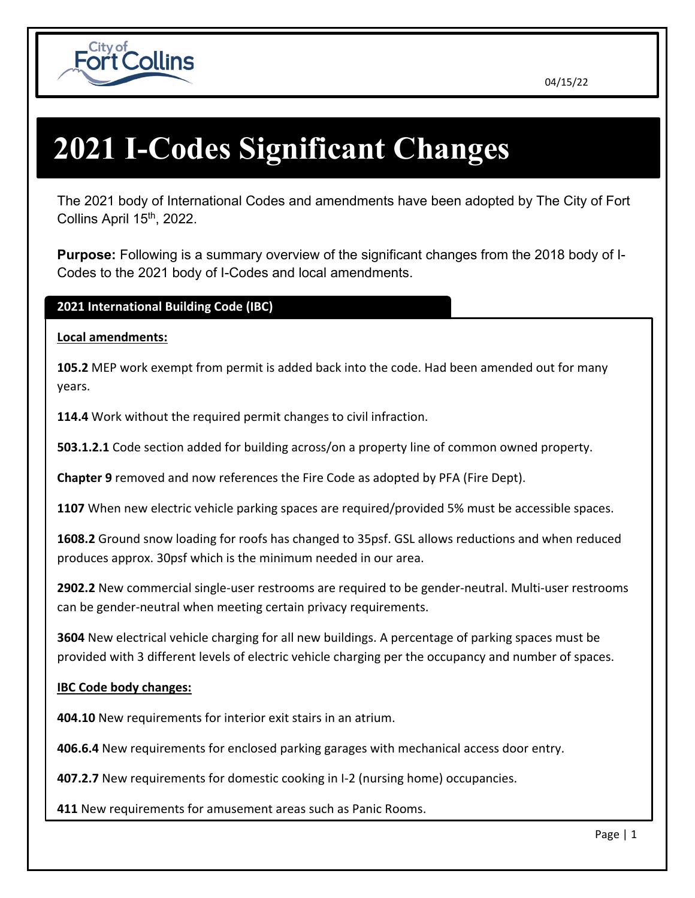04/15/22

# 2021 I-Codes Significant Changes

The 2021 body of International Codes and amendments have been adopted by The City of Fort Collins April 15th, 2022.

**Purpose:** Following is a summary overview of the significant changes from the 2018 body of I-Codes to the 2021 body of I-Codes and local amendments.

## 2021 International Building Code (IBC)

**Local amendments:**

**105.2** MEP work exempt from permit is added back into the code. Had been amended out for many years.

**114.4** Work without the required permit changes to civil infraction.

**503.1.2.1** Code section added for building across/on a property line of common owned property.

**Chapter 9** removed and now references the Fire Code as adopted by PFA (Fire Dept).

**1107** When new electric vehicle parking spaces are required/provided 5% must be accessible spaces.

**1608.2** Ground snow loading for roofs has changed to 35psf. GSL allows reductions and when reduced produces approx. 30psf which is the minimum needed in our area.

**2902.2** New commercial single-user restrooms are required to be gender-neutral. Multi-user restrooms can be gender-neutral when meeting certain privacy requirements.

**3604** New electrical vehicle charging for all new buildings. A percentage of parking spaces must be provided with 3 different levels of electric vehicle charging per the occupancy and number of spaces.

**IBC Code body changes:**

**404.10** New requirements for interior exit stairs in an atrium.

**406.6.4** New requirements for enclosed parking garages with mechanical access door entry.

**407.2.7** New requirements for domestic cooking in I-2 (nursing home) occupancies.

**411** New requirements for amusement areas such as Panic Rooms.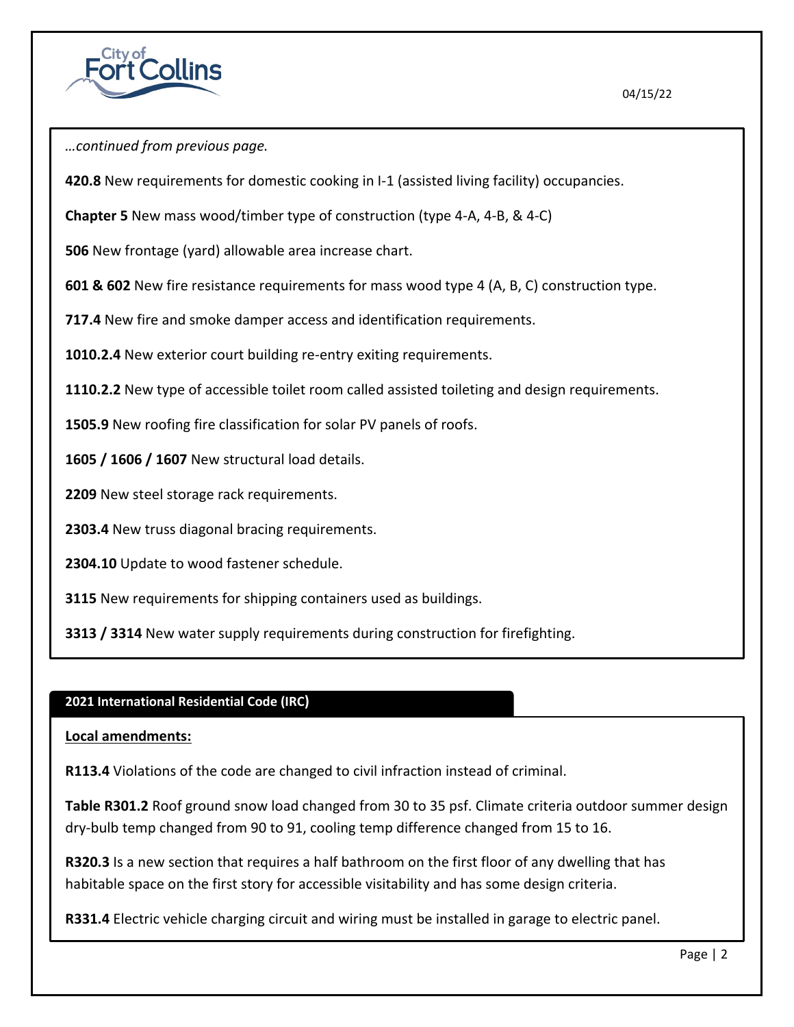*…continued from previous page.*

**420.8** New requirements for domestic cooking in I-1 (assisted living facility) occupancies.

**Chapter 5** New mass wood/timber type of construction (type 4-A, 4-B, & 4-C)

**506** New frontage (yard) allowable area increase chart.

**601 & 602** New fire resistance requirements for mass wood type 4 (A, B, C) construction type.

**717.4** New fire and smoke damper access and identification requirements.

**1010.2.4** New exterior court building re-entry exiting requirements.

**1110.2.2** New type of accessible toilet room called assisted toileting and design requirements.

**1505.9** New roofing fire classification for solar PV panels of roofs.

**1605 / 1606 / 1607** New structural load details.

**2209** New steel storage rack requirements.

**2303.4** New truss diagonal bracing requirements.

**2304.10** Update to wood fastener schedule.

**3115** New requirements for shipping containers used as buildings.

**3313 / 3314** New water supply requirements during construction for firefighting.

## 2021 International Residential Code (IRC)

**Local amendments:**

**R113.4** Violations of the code are changed to civil infraction instead of criminal.

**Table R301.2** Roof ground snow load changed from 30 to 35 psf. Climate criteria outdoor summer design dry-bulb temp changed from 90 to 91, cooling temp difference changed from 15 to 16.

**R320.3** Is a new section that requires a half bathroom on the first floor of any dwelling that has habitable space on the first story for accessible visitability and has some design criteria.

**R331.4** Electric vehicle charging circuit and wiring must be installed in garage to electric panel.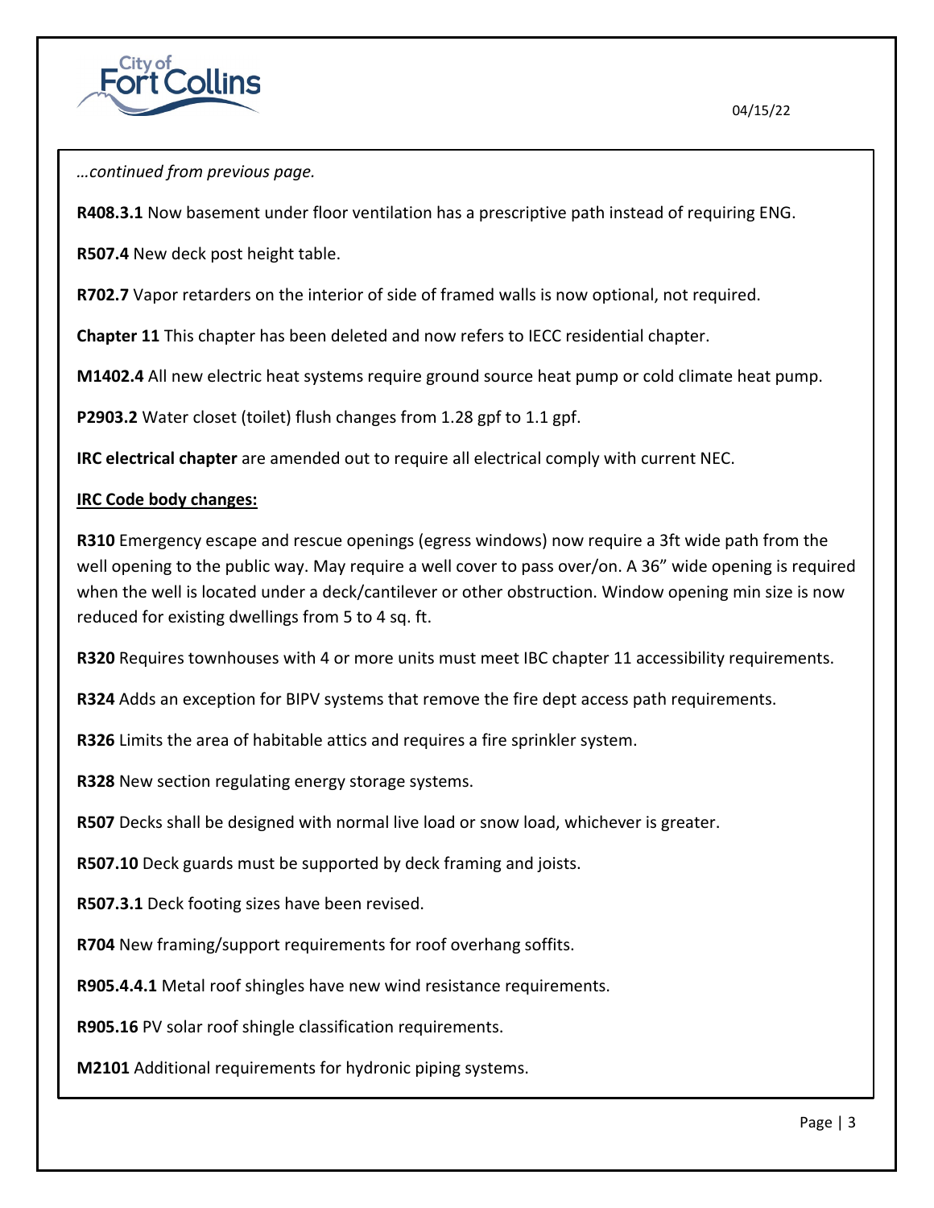*…continued from previous page.*

**R408.3.1** Now basement under floor ventilation has a prescriptive path instead of requiring ENG.

**R507.4** New deck post height table.

**R702.7** Vapor retarders on the interior of side of framed walls is now optional, not required.

**Chapter 11** This chapter has been deleted and now refers to IECC residential chapter.

**M1402.4** All new electric heat systems require ground source heat pump or cold climate heat pump.

**P2903.2** Water closet (toilet) flush changes from 1.28 gpf to 1.1 gpf.

**IRC electrical chapter** are amended out to require all electrical comply with current NEC.

**IRC Code body changes:**

**R310** Emergency escape and rescue openings (egress windows) now require a 3ft wide path from the well opening to the public way. May require a well cover to pass over/on. A 36" wide opening is required when the well is located under a deck/cantilever or other obstruction. Window opening min size is now reduced for existing dwellings from 5 to 4 sq. ft.

**R320** Requires townhouses with 4 or more units must meet IBC chapter 11 accessibility requirements.

**R324** Adds an exception for BIPV systems that remove the fire dept access path requirements.

**R326** Limits the area of habitable attics and requires a fire sprinkler system.

**R328** New section regulating energy storage systems.

**R507** Decks shall be designed with normal live load or snow load, whichever is greater.

**R507.10** Deck guards must be supported by deck framing and joists.

**R507.3.1** Deck footing sizes have been revised.

**R704** New framing/support requirements for roof overhang soffits.

**R905.4.4.1** Metal roof shingles have new wind resistance requirements.

**R905.16** PV solar roof shingle classification requirements.

**M2101** Additional requirements for hydronic piping systems.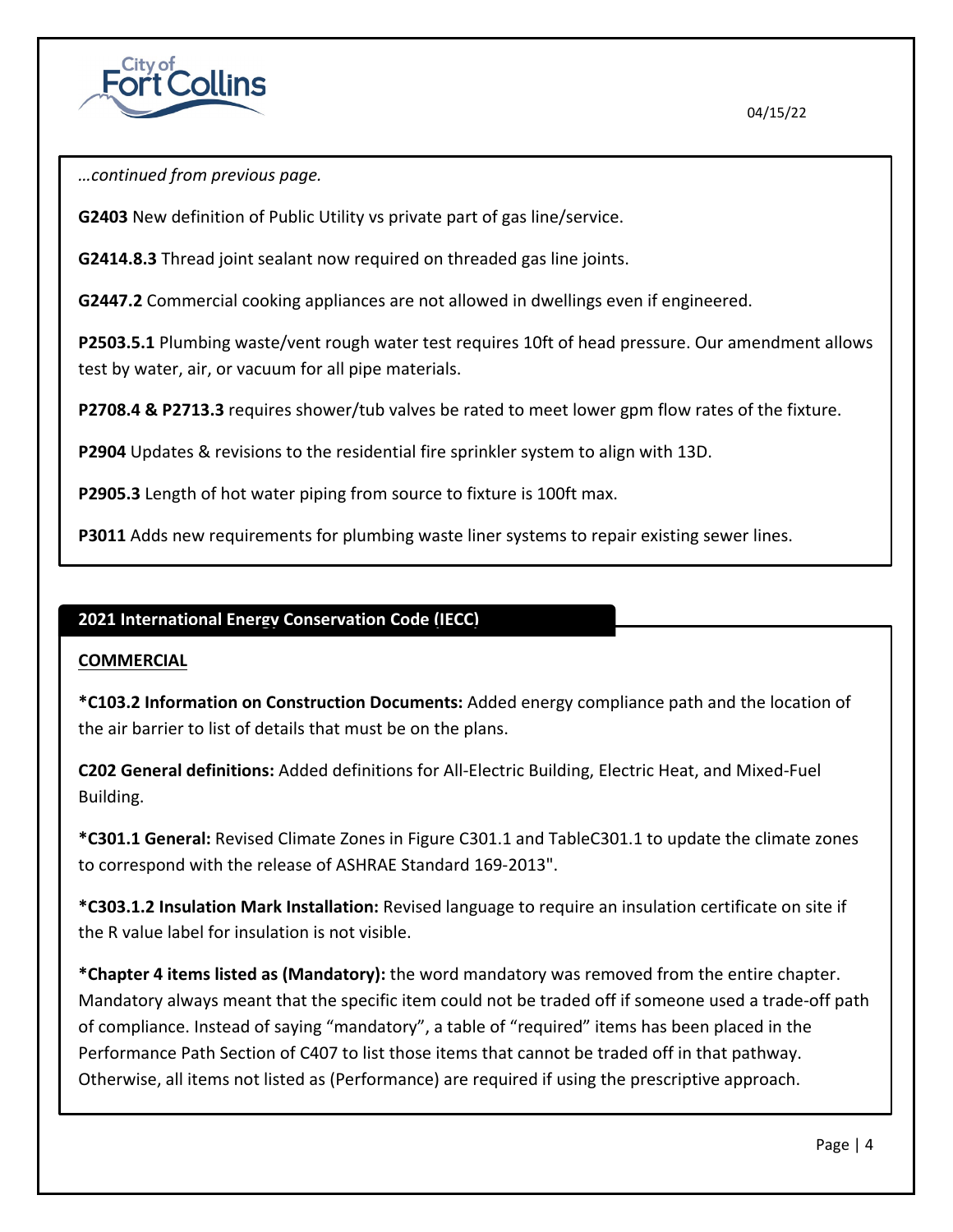*…continued from previous page.*

**G2403** New definition of Public Utility vs private part of gas line/service.

**G2414.8.3** Thread joint sealant now required on threaded gas line joints.

**G2447.2** Commercial cooking appliances are not allowed in dwellings even if engineered.

**P2503.5.1** Plumbing waste/vent rough water test requires 10ft of head pressure. Our amendment allows test by water, air, or vacuum for all pipe materials.

**P2708.4 & P2713.3** requires shower/tub valves be rated to meet lower gpm flow rates of the fixture.

**P2904** Updates & revisions to the residential fire sprinkler system to align with 13D.

**P2905.3** Length of hot water piping from source to fixture is 100ft max.

**P3011** Adds new requirements for plumbing waste liner systems to repair existing sewer lines.

## 2021 International Energy Conservation Code (IECC)

**COMMERCIAL**

***C103.2 Information on Construction Documents:** Added energy compliance path and the location of the air barrier to list of details that must be on the plans.

**C202 General definitions:** Added definitions for All-Electric Building, Electric Heat, and Mixed-Fuel Building.

***C301.1 General:** Revised Climate Zones in Figure C301.1 and TableC301.1 to update the climate zones to correspond with the release of ASHRAE Standard 169-2013".

***C303.1.2 Insulation Mark Installation:** Revised language to require an insulation certificate on site if the R value label for insulation is not visible.

***Chapter 4 items listed as (Mandatory):** the word mandatory was removed from the entire chapter. Mandatory always meant that the specific item could not be traded off if someone used a trade-off path of compliance. Instead of saying "mandatory", a table of "required" items has been placed in the Performance Path Section of C407 to list those items that cannot be traded off in that pathway. Otherwise, all items not listed as (Performance) are required if using the prescriptive approach.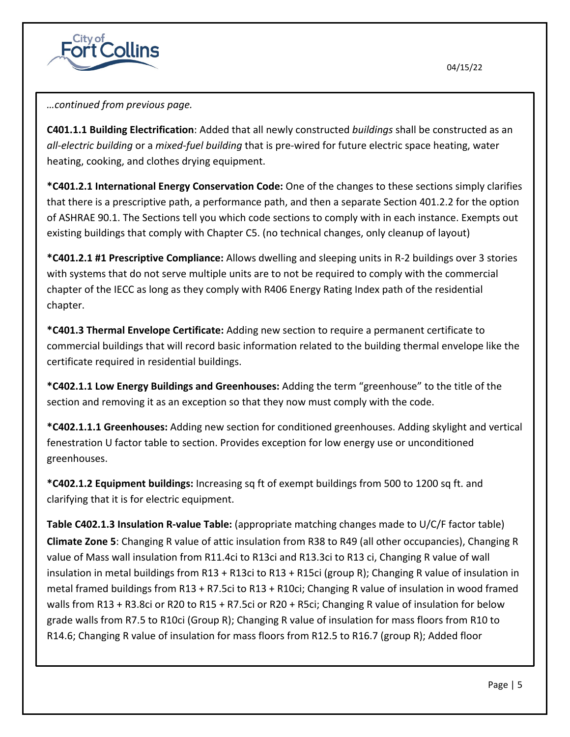*…continued from previous page.*

**C401.1.1 Building Electrification**: Added that all newly constructed *buildings* shall be constructed as an *all-electric building* or a *mixed-fuel building* that is pre-wired for future electric space heating, water heating, cooking, and clothes drying equipment.

***C401.2.1 International Energy Conservation Code:** One of the changes to these sections simply clarifies that there is a prescriptive path, a performance path, and then a separate Section 401.2.2 for the option of ASHRAE 90.1. The Sections tell you which code sections to comply with in each instance. Exempts out existing buildings that comply with Chapter C5. (no technical changes, only cleanup of layout)

***C401.2.1 #1 Prescriptive Compliance:** Allows dwelling and sleeping units in R-2 buildings over 3 stories with systems that do not serve multiple units are to not be required to comply with the commercial chapter of the IECC as long as they comply with R406 Energy Rating Index path of the residential chapter.

***C401.3 Thermal Envelope Certificate:** Adding new section to require a permanent certificate to commercial buildings that will record basic information related to the building thermal envelope like the certificate required in residential buildings.

***C402.1.1 Low Energy Buildings and Greenhouses:** Adding the term "greenhouse" to the title of the section and removing it as an exception so that they now must comply with the code.

***C402.1.1.1 Greenhouses:** Adding new section for conditioned greenhouses. Adding skylight and vertical fenestration U factor table to section. Provides exception for low energy use or unconditioned greenhouses.

***C402.1.2 Equipment buildings:** Increasing sq ft of exempt buildings from 500 to 1200 sq ft. and clarifying that it is for electric equipment.

**Table C402.1.3 Insulation R-value Table:** (appropriate matching changes made to U/C/F factor table)
**Climate Zone 5**: Changing R value of attic insulation from R38 to R49 (all other occupancies), Changing R value of Mass wall insulation from R11.4ci to R13ci and R13.3ci to R13 ci, Changing R value of wall insulation in metal buildings from R13 + R13ci to R13 + R15ci (group R); Changing R value of insulation in metal framed buildings from R13 + R7.5ci to R13 + R10ci; Changing R value of insulation in wood framed walls from R13 + R3.8ci or R20 to R15 + R7.5ci or R20 + R5ci; Changing R value of insulation for below grade walls from R7.5 to R10ci (Group R); Changing R value of insulation for mass floors from R10 to R14.6; Changing R value of insulation for mass floors from R12.5 to R16.7 (group R); Added floor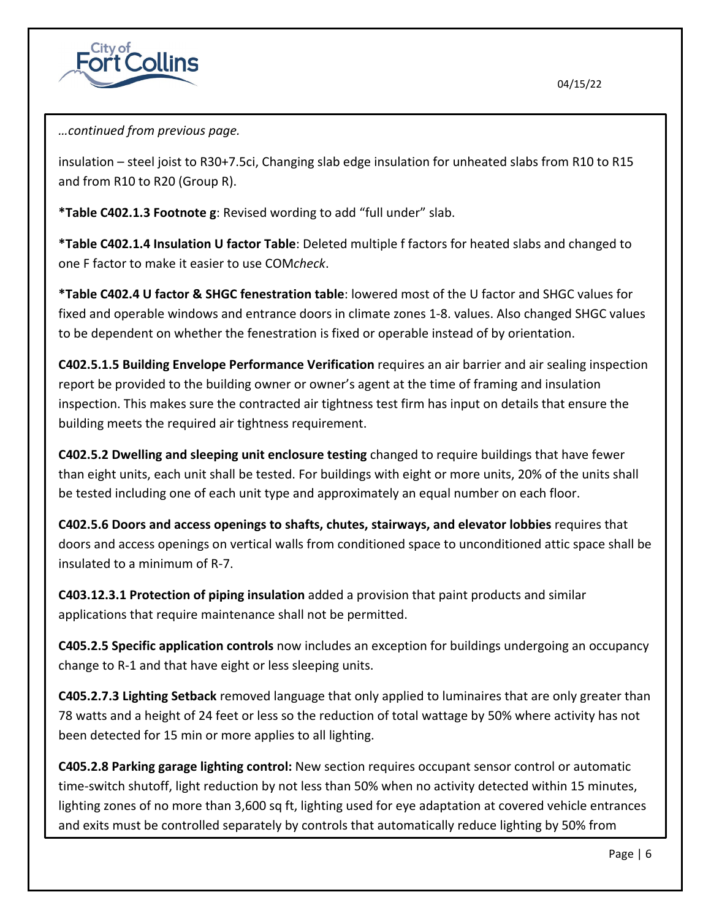*…continued from previous page.*

insulation – steel joist to R30+7.5ci, Changing slab edge insulation for unheated slabs from R10 to R15 and from R10 to R20 (Group R).

**\*Table C402.1.3 Footnote g**: Revised wording to add "full under" slab.

**\*Table C402.1.4 Insulation U factor Table**: Deleted multiple f factors for heated slabs and changed to one F factor to make it easier to use COM*check*.

**\*Table C402.4 U factor & SHGC fenestration table**: lowered most of the U factor and SHGC values for fixed and operable windows and entrance doors in climate zones 1-8. values. Also changed SHGC values to be dependent on whether the fenestration is fixed or operable instead of by orientation.

**C402.5.1.5 Building Envelope Performance Verification** requires an air barrier and air sealing inspection report be provided to the building owner or owner's agent at the time of framing and insulation inspection. This makes sure the contracted air tightness test firm has input on details that ensure the building meets the required air tightness requirement.

**C402.5.2 Dwelling and sleeping unit enclosure testing** changed to require buildings that have fewer than eight units, each unit shall be tested. For buildings with eight or more units, 20% of the units shall be tested including one of each unit type and approximately an equal number on each floor.

**C402.5.6 Doors and access openings to shafts, chutes, stairways, and elevator lobbies** requires that doors and access openings on vertical walls from conditioned space to unconditioned attic space shall be insulated to a minimum of R-7.

**C403.12.3.1 Protection of piping insulation** added a provision that paint products and similar applications that require maintenance shall not be permitted.

**C405.2.5 Specific application controls** now includes an exception for buildings undergoing an occupancy change to R-1 and that have eight or less sleeping units.

**C405.2.7.3 Lighting Setback** removed language that only applied to luminaires that are only greater than 78 watts and a height of 24 feet or less so the reduction of total wattage by 50% where activity has not been detected for 15 min or more applies to all lighting.

**C405.2.8 Parking garage lighting control:** New section requires occupant sensor control or automatic time-switch shutoff, light reduction by not less than 50% when no activity detected within 15 minutes, lighting zones of no more than 3,600 sq ft, lighting used for eye adaptation at covered vehicle entrances and exits must be controlled separately by controls that automatically reduce lighting by 50% from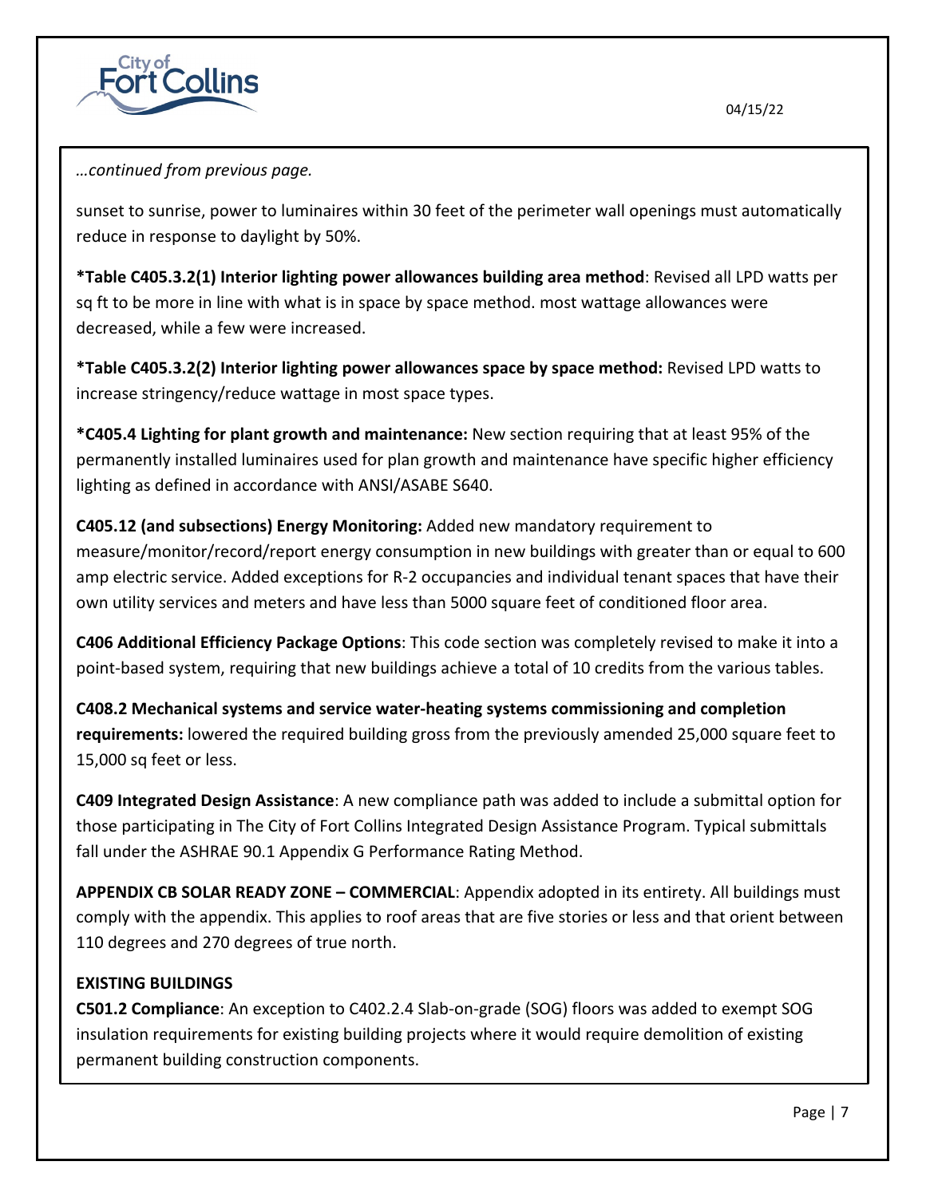*…continued from previous page.*

sunset to sunrise, power to luminaires within 30 feet of the perimeter wall openings must automatically reduce in response to daylight by 50%.

***Table C405.3.2(1) Interior lighting power allowances building area method**: Revised all LPD watts per sq ft to be more in line with what is in space by space method. most wattage allowances were decreased, while a few were increased.

***Table C405.3.2(2) Interior lighting power allowances space by space method:** Revised LPD watts to increase stringency/reduce wattage in most space types.

***C405.4 Lighting for plant growth and maintenance:** New section requiring that at least 95% of the permanently installed luminaires used for plan growth and maintenance have specific higher efficiency lighting as defined in accordance with ANSI/ASABE S640.

**C405.12 (and subsections) Energy Monitoring:** Added new mandatory requirement to measure/monitor/record/report energy consumption in new buildings with greater than or equal to 600 amp electric service. Added exceptions for R-2 occupancies and individual tenant spaces that have their own utility services and meters and have less than 5000 square feet of conditioned floor area.

**C406 Additional Efficiency Package Options**: This code section was completely revised to make it into a point-based system, requiring that new buildings achieve a total of 10 credits from the various tables.

**C408.2 Mechanical systems and service water-heating systems commissioning and completion requirements:** lowered the required building gross from the previously amended 25,000 square feet to 15,000 sq feet or less.

**C409 Integrated Design Assistance**: A new compliance path was added to include a submittal option for those participating in The City of Fort Collins Integrated Design Assistance Program. Typical submittals fall under the ASHRAE 90.1 Appendix G Performance Rating Method.

**APPENDIX CB SOLAR READY ZONE – COMMERCIAL**: Appendix adopted in its entirety. All buildings must comply with the appendix. This applies to roof areas that are five stories or less and that orient between 110 degrees and 270 degrees of true north.

**EXISTING BUILDINGS**

**C501.2 Compliance**: An exception to C402.2.4 Slab-on-grade (SOG) floors was added to exempt SOG insulation requirements for existing building projects where it would require demolition of existing permanent building construction components.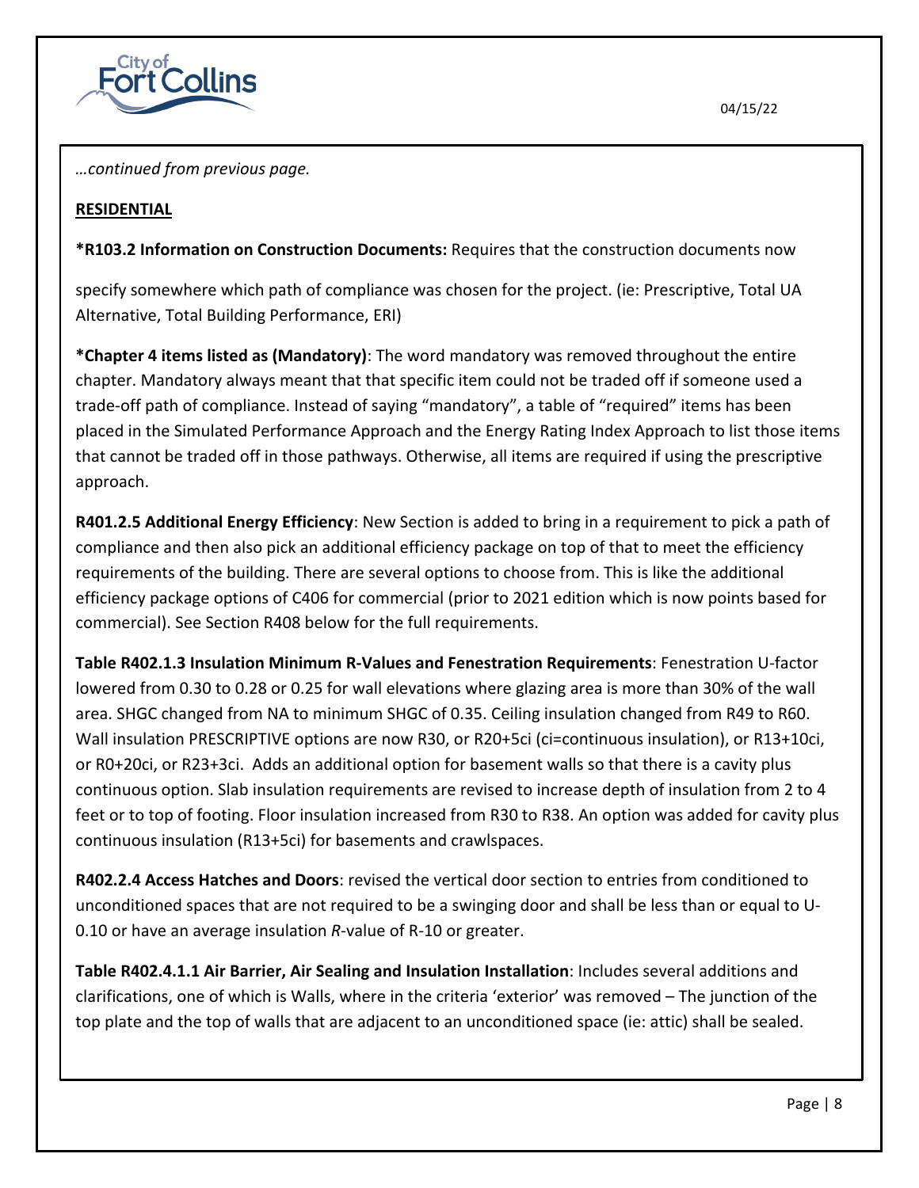*…continued from previous page.*

**RESIDENTIAL**

**\*R103.2 Information on Construction Documents:** Requires that the construction documents now

specify somewhere which path of compliance was chosen for the project. (ie: Prescriptive, Total UA Alternative, Total Building Performance, ERI)

**\*Chapter 4 items listed as (Mandatory)**: The word mandatory was removed throughout the entire chapter. Mandatory always meant that that specific item could not be traded off if someone used a trade-off path of compliance. Instead of saying "mandatory", a table of "required" items has been placed in the Simulated Performance Approach and the Energy Rating Index Approach to list those items that cannot be traded off in those pathways. Otherwise, all items are required if using the prescriptive approach.

**R401.2.5 Additional Energy Efficiency**: New Section is added to bring in a requirement to pick a path of compliance and then also pick an additional efficiency package on top of that to meet the efficiency requirements of the building. There are several options to choose from. This is like the additional efficiency package options of C406 for commercial (prior to 2021 edition which is now points based for commercial). See Section R408 below for the full requirements.

**Table R402.1.3 Insulation Minimum R-Values and Fenestration Requirements**: Fenestration U-factor lowered from 0.30 to 0.28 or 0.25 for wall elevations where glazing area is more than 30% of the wall area. SHGC changed from NA to minimum SHGC of 0.35. Ceiling insulation changed from R49 to R60. Wall insulation PRESCRIPTIVE options are now R30, or R20+5ci (ci=continuous insulation), or R13+10ci, or R0+20ci, or R23+3ci. Adds an additional option for basement walls so that there is a cavity plus continuous option. Slab insulation requirements are revised to increase depth of insulation from 2 to 4 feet or to top of footing. Floor insulation increased from R30 to R38. An option was added for cavity plus continuous insulation (R13+5ci) for basements and crawlspaces.

**R402.2.4 Access Hatches and Doors**: revised the vertical door section to entries from conditioned to unconditioned spaces that are not required to be a swinging door and shall be less than or equal to U-0.10 or have an average insulation *R*-value of R-10 or greater.

**Table R402.4.1.1 Air Barrier, Air Sealing and Insulation Installation**: Includes several additions and clarifications, one of which is Walls, where in the criteria 'exterior' was removed – The junction of the top plate and the top of walls that are adjacent to an unconditioned space (ie: attic) shall be sealed.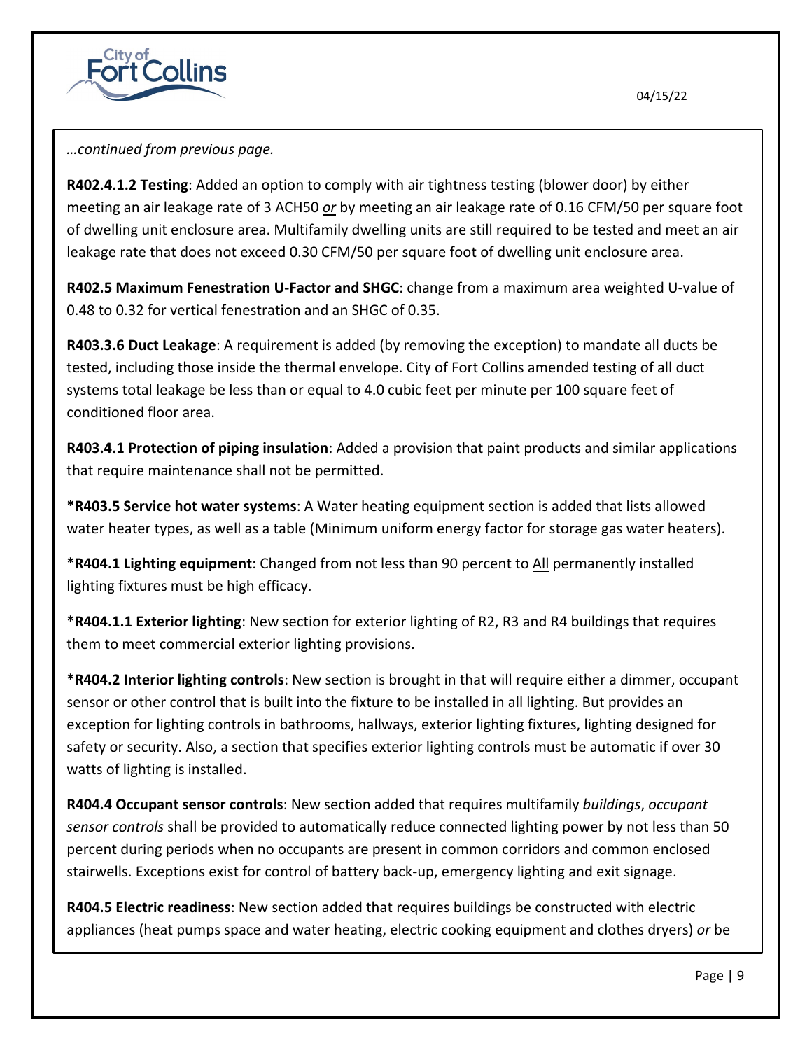*…continued from previous page.*

**R402.4.1.2 Testing**: Added an option to comply with air tightness testing (blower door) by either meeting an air leakage rate of 3 ACH50 *or* by meeting an air leakage rate of 0.16 CFM/50 per square foot of dwelling unit enclosure area. Multifamily dwelling units are still required to be tested and meet an air leakage rate that does not exceed 0.30 CFM/50 per square foot of dwelling unit enclosure area.

**R402.5 Maximum Fenestration U-Factor and SHGC**: change from a maximum area weighted U-value of 0.48 to 0.32 for vertical fenestration and an SHGC of 0.35.

**R403.3.6 Duct Leakage**: A requirement is added (by removing the exception) to mandate all ducts be tested, including those inside the thermal envelope. City of Fort Collins amended testing of all duct systems total leakage be less than or equal to 4.0 cubic feet per minute per 100 square feet of conditioned floor area.

**R403.4.1 Protection of piping insulation**: Added a provision that paint products and similar applications that require maintenance shall not be permitted.

***R403.5 Service hot water systems**: A Water heating equipment section is added that lists allowed water heater types, as well as a table (Minimum uniform energy factor for storage gas water heaters).

***R404.1 Lighting equipment**: Changed from not less than 90 percent to All permanently installed lighting fixtures must be high efficacy.

***R404.1.1 Exterior lighting**: New section for exterior lighting of R2, R3 and R4 buildings that requires them to meet commercial exterior lighting provisions.

***R404.2 Interior lighting controls**: New section is brought in that will require either a dimmer, occupant sensor or other control that is built into the fixture to be installed in all lighting. But provides an exception for lighting controls in bathrooms, hallways, exterior lighting fixtures, lighting designed for safety or security. Also, a section that specifies exterior lighting controls must be automatic if over 30 watts of lighting is installed.

**R404.4 Occupant sensor controls**: New section added that requires multifamily *buildings*, *occupant sensor controls* shall be provided to automatically reduce connected lighting power by not less than 50 percent during periods when no occupants are present in common corridors and common enclosed stairwells. Exceptions exist for control of battery back-up, emergency lighting and exit signage.

**R404.5 Electric readiness**: New section added that requires buildings be constructed with electric appliances (heat pumps space and water heating, electric cooking equipment and clothes dryers) *or* be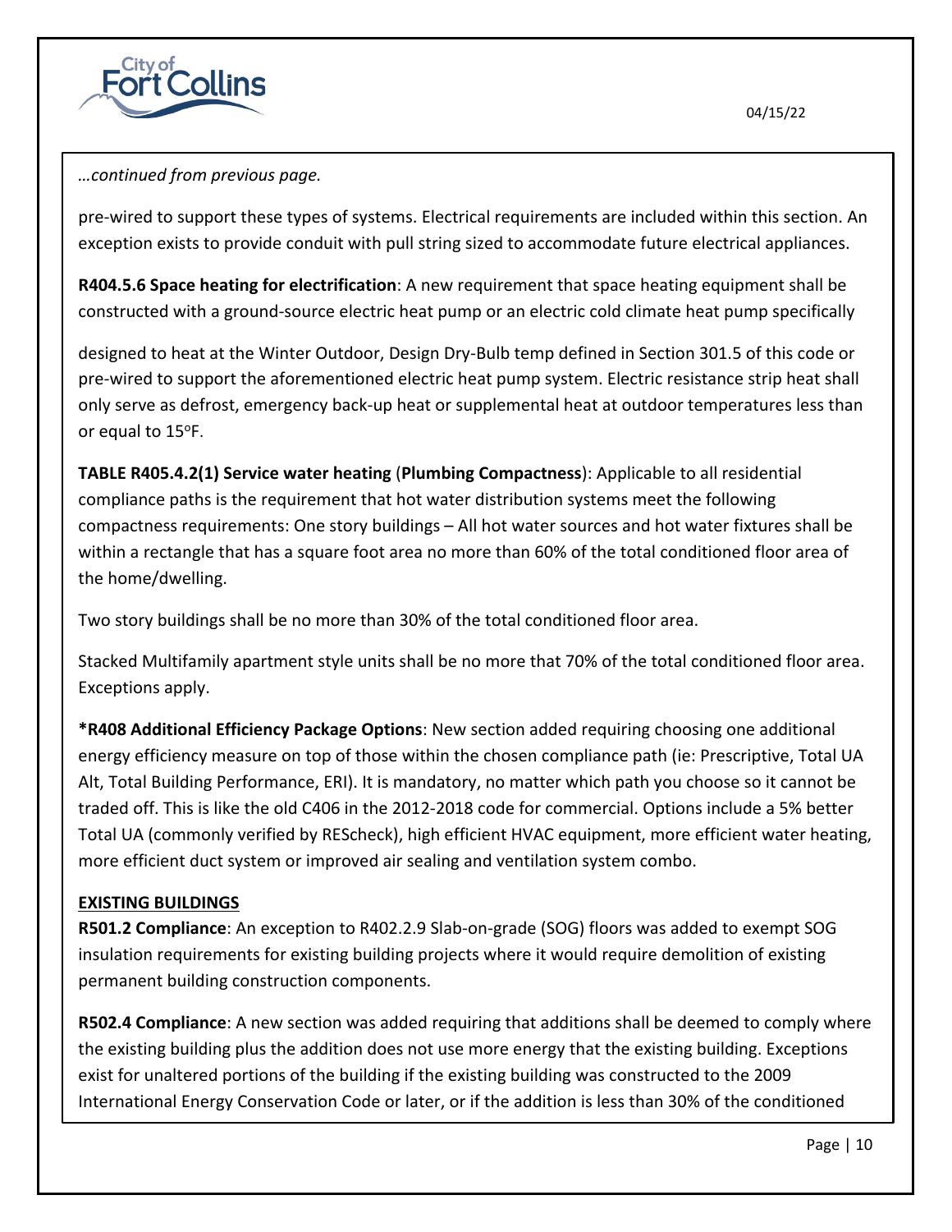*…continued from previous page.*

pre-wired to support these types of systems. Electrical requirements are included within this section. An exception exists to provide conduit with pull string sized to accommodate future electrical appliances.

**R404.5.6 Space heating for electrification**: A new requirement that space heating equipment shall be constructed with a ground-source electric heat pump or an electric cold climate heat pump specifically

designed to heat at the Winter Outdoor, Design Dry-Bulb temp defined in Section 301.5 of this code or pre-wired to support the aforementioned electric heat pump system. Electric resistance strip heat shall only serve as defrost, emergency back-up heat or supplemental heat at outdoor temperatures less than or equal to 15°F.

**TABLE R405.4.2(1) Service water heating** (**Plumbing Compactness**): Applicable to all residential compliance paths is the requirement that hot water distribution systems meet the following compactness requirements: One story buildings – All hot water sources and hot water fixtures shall be within a rectangle that has a square foot area no more than 60% of the total conditioned floor area of the home/dwelling.

Two story buildings shall be no more than 30% of the total conditioned floor area.

Stacked Multifamily apartment style units shall be no more that 70% of the total conditioned floor area. Exceptions apply.

**\*R408 Additional Efficiency Package Options**: New section added requiring choosing one additional energy efficiency measure on top of those within the chosen compliance path (ie: Prescriptive, Total UA Alt, Total Building Performance, ERI). It is mandatory, no matter which path you choose so it cannot be traded off. This is like the old C406 in the 2012-2018 code for commercial. Options include a 5% better Total UA (commonly verified by REScheck), high efficient HVAC equipment, more efficient water heating, more efficient duct system or improved air sealing and ventilation system combo.

**EXISTING BUILDINGS**

**R501.2 Compliance**: An exception to R402.2.9 Slab-on-grade (SOG) floors was added to exempt SOG insulation requirements for existing building projects where it would require demolition of existing permanent building construction components.

**R502.4 Compliance**: A new section was added requiring that additions shall be deemed to comply where the existing building plus the addition does not use more energy that the existing building. Exceptions exist for unaltered portions of the building if the existing building was constructed to the 2009 International Energy Conservation Code or later, or if the addition is less than 30% of the conditioned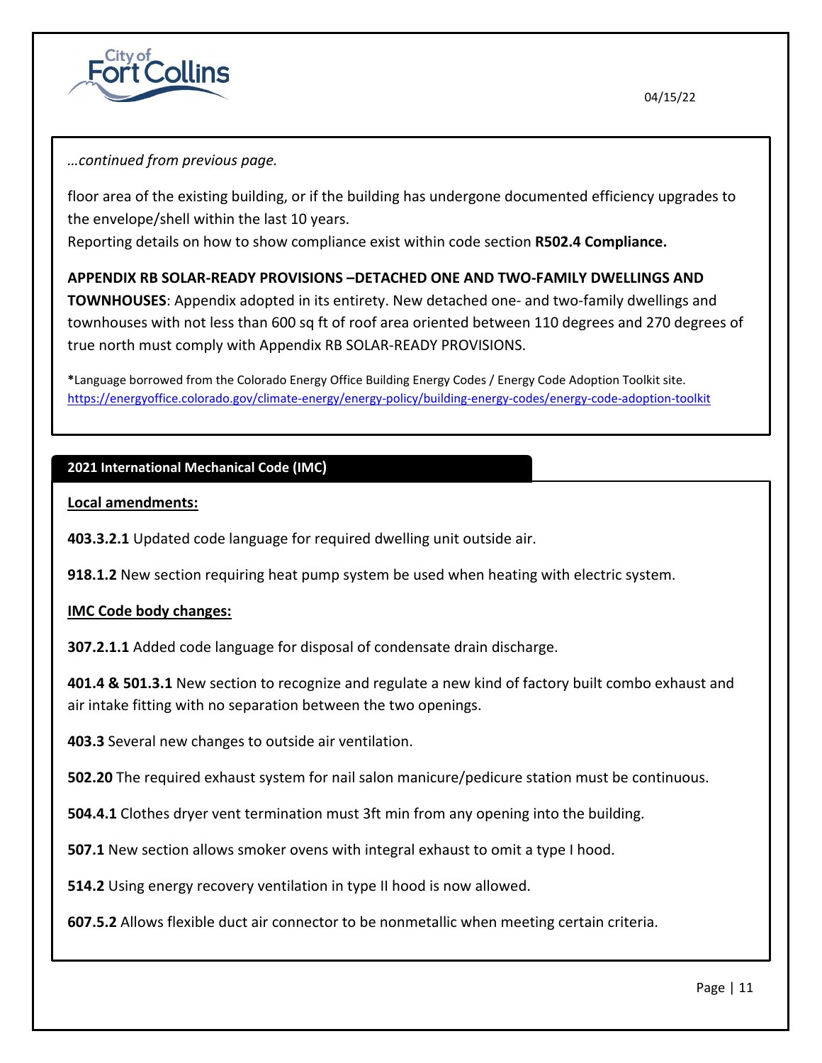*…continued from previous page.*

floor area of the existing building, or if the building has undergone documented efficiency upgrades to the envelope/shell within the last 10 years.
Reporting details on how to show compliance exist within code section **R502.4 Compliance.**

**APPENDIX RB SOLAR-READY PROVISIONS –DETACHED ONE AND TWO-FAMILY DWELLINGS AND TOWNHOUSES**: Appendix adopted in its entirety. New detached one- and two-family dwellings and townhouses with not less than 600 sq ft of roof area oriented between 110 degrees and 270 degrees of true north must comply with Appendix RB SOLAR-READY PROVISIONS.

**\***Language borrowed from the Colorado Energy Office Building Energy Codes / Energy Code Adoption Toolkit site. https://energyoffice.colorado.gov/climate-energy/energy-policy/building-energy-codes/energy-code-adoption-toolkit

## 2021 International Mechanical Code (IMC)

**Local amendments:**

**403.3.2.1** Updated code language for required dwelling unit outside air.

**918.1.2** New section requiring heat pump system be used when heating with electric system.

**IMC Code body changes:**

**307.2.1.1** Added code language for disposal of condensate drain discharge.

**401.4 & 501.3.1** New section to recognize and regulate a new kind of factory built combo exhaust and air intake fitting with no separation between the two openings.

**403.3** Several new changes to outside air ventilation.

**502.20** The required exhaust system for nail salon manicure/pedicure station must be continuous.

**504.4.1** Clothes dryer vent termination must 3ft min from any opening into the building.

**507.1** New section allows smoker ovens with integral exhaust to omit a type I hood.

**514.2** Using energy recovery ventilation in type II hood is now allowed.

**607.5.2** Allows flexible duct air connector to be nonmetallic when meeting certain criteria.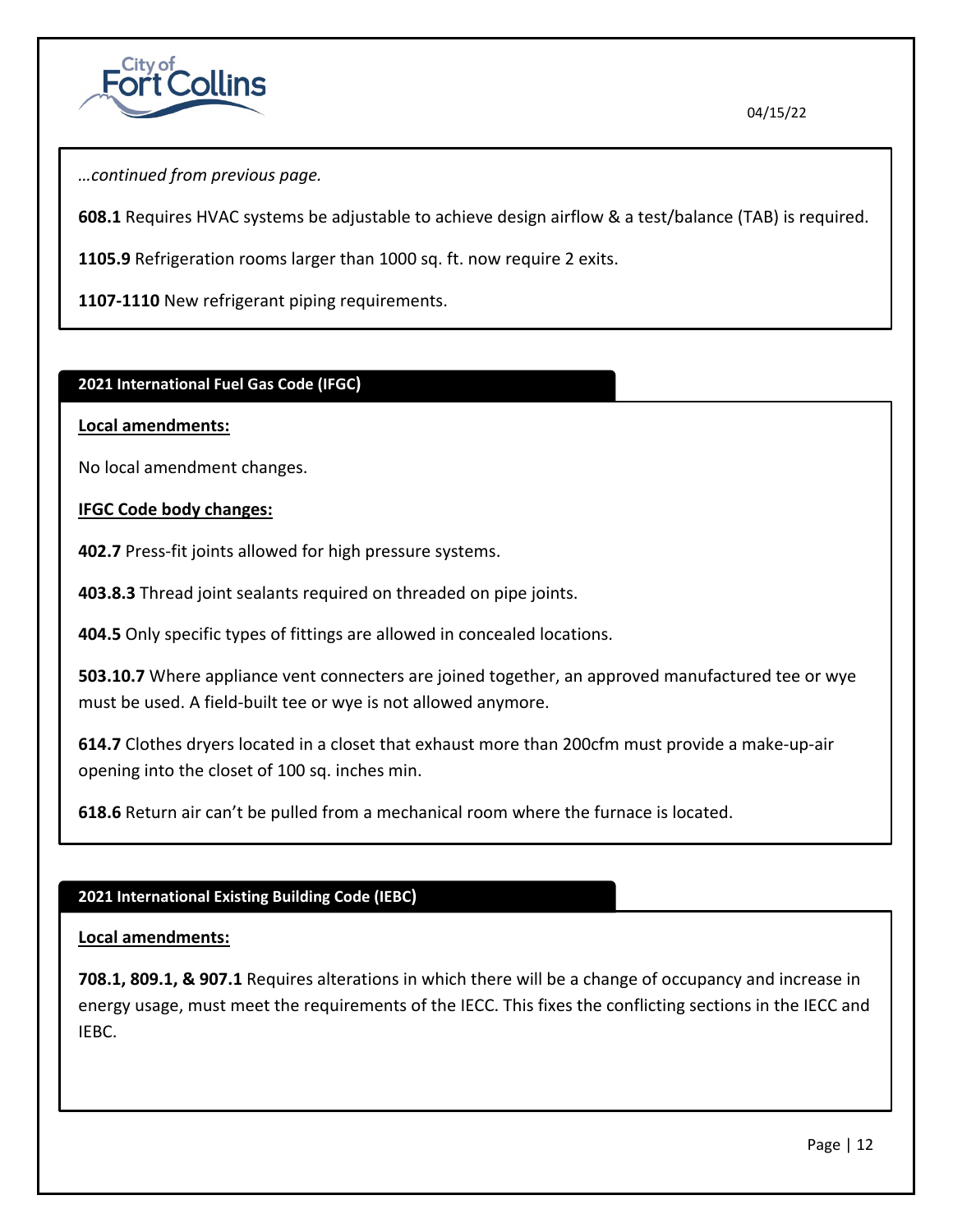*…continued from previous page.*

**608.1** Requires HVAC systems be adjustable to achieve design airflow & a test/balance (TAB) is required.

**1105.9** Refrigeration rooms larger than 1000 sq. ft. now require 2 exits.

**1107-1110** New refrigerant piping requirements.

## 2021 International Fuel Gas Code (IFGC)

**Local amendments:**

No local amendment changes.

**IFGC Code body changes:**

**402.7** Press-fit joints allowed for high pressure systems.

**403.8.3** Thread joint sealants required on threaded on pipe joints.

**404.5** Only specific types of fittings are allowed in concealed locations.

**503.10.7** Where appliance vent connecters are joined together, an approved manufactured tee or wye must be used. A field-built tee or wye is not allowed anymore.

**614.7** Clothes dryers located in a closet that exhaust more than 200cfm must provide a make-up-air opening into the closet of 100 sq. inches min.

**618.6** Return air can't be pulled from a mechanical room where the furnace is located.

## 2021 International Existing Building Code (IEBC)

**Local amendments:**

**708.1, 809.1, & 907.1** Requires alterations in which there will be a change of occupancy and increase in energy usage, must meet the requirements of the IECC. This fixes the conflicting sections in the IECC and IEBC.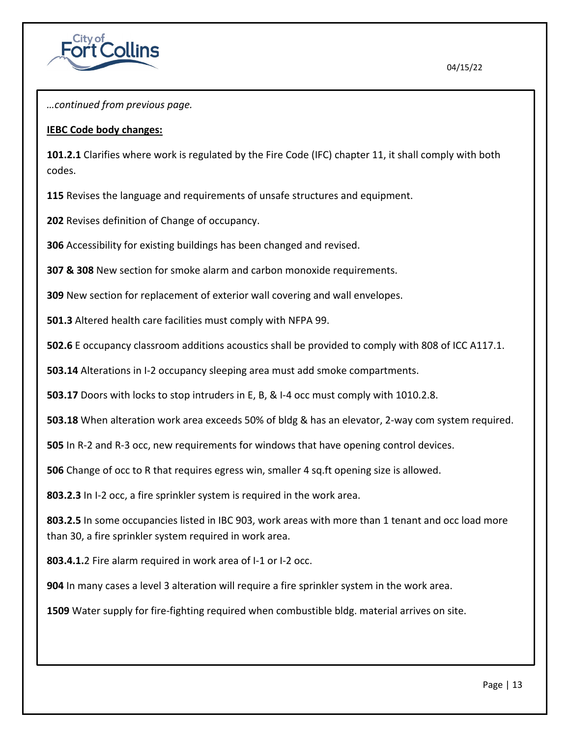*…continued from previous page.*

**IEBC Code body changes:**

**101.2.1** Clarifies where work is regulated by the Fire Code (IFC) chapter 11, it shall comply with both codes.

**115** Revises the language and requirements of unsafe structures and equipment.

**202** Revises definition of Change of occupancy.

**306** Accessibility for existing buildings has been changed and revised.

**307 & 308** New section for smoke alarm and carbon monoxide requirements.

**309** New section for replacement of exterior wall covering and wall envelopes.

**501.3** Altered health care facilities must comply with NFPA 99.

**502.6** E occupancy classroom additions acoustics shall be provided to comply with 808 of ICC A117.1.

**503.14** Alterations in I-2 occupancy sleeping area must add smoke compartments.

**503.17** Doors with locks to stop intruders in E, B, & I-4 occ must comply with 1010.2.8.

**503.18** When alteration work area exceeds 50% of bldg & has an elevator, 2-way com system required.

**505** In R-2 and R-3 occ, new requirements for windows that have opening control devices.

**506** Change of occ to R that requires egress win, smaller 4 sq.ft opening size is allowed.

**803.2.3** In I-2 occ, a fire sprinkler system is required in the work area.

**803.2.5** In some occupancies listed in IBC 903, work areas with more than 1 tenant and occ load more than 30, a fire sprinkler system required in work area.

**803.4.1.**2 Fire alarm required in work area of I-1 or I-2 occ.

**904** In many cases a level 3 alteration will require a fire sprinkler system in the work area.

**1509** Water supply for fire-fighting required when combustible bldg. material arrives on site.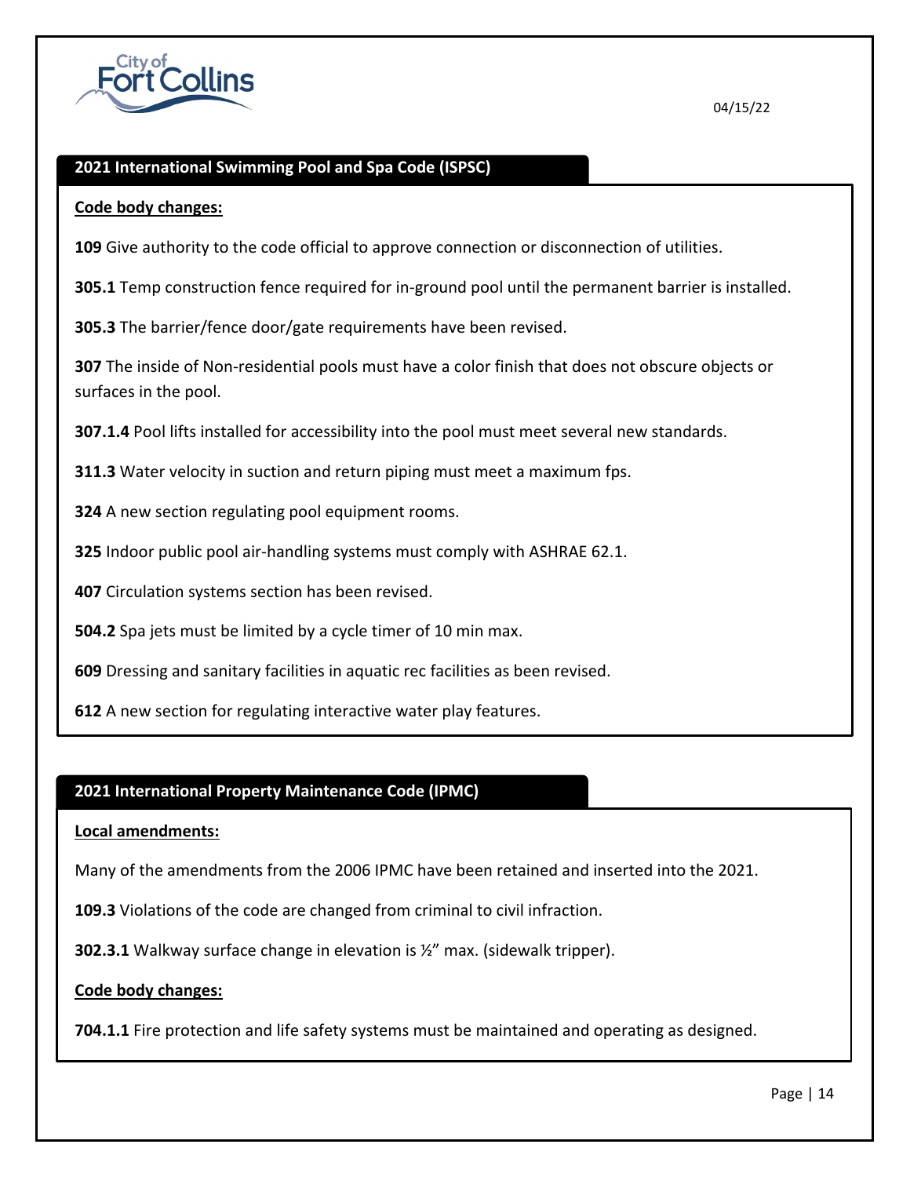04/15/22

## 2021 International Swimming Pool and Spa Code (ISPSC)

**Code body changes:**

**109** Give authority to the code official to approve connection or disconnection of utilities.

**305.1** Temp construction fence required for in-ground pool until the permanent barrier is installed.

**305.3** The barrier/fence door/gate requirements have been revised.

**307** The inside of Non-residential pools must have a color finish that does not obscure objects or surfaces in the pool.

**307.1.4** Pool lifts installed for accessibility into the pool must meet several new standards.

**311.3** Water velocity in suction and return piping must meet a maximum fps.

**324** A new section regulating pool equipment rooms.

**325** Indoor public pool air-handling systems must comply with ASHRAE 62.1.

**407** Circulation systems section has been revised.

**504.2** Spa jets must be limited by a cycle timer of 10 min max.

**609** Dressing and sanitary facilities in aquatic rec facilities as been revised.

**612** A new section for regulating interactive water play features.

## 2021 International Property Maintenance Code (IPMC)

**Local amendments:**

Many of the amendments from the 2006 IPMC have been retained and inserted into the 2021.

**109.3** Violations of the code are changed from criminal to civil infraction.

**302.3.1** Walkway surface change in elevation is ½" max. (sidewalk tripper).

**Code body changes:**

**704.1.1** Fire protection and life safety systems must be maintained and operating as designed.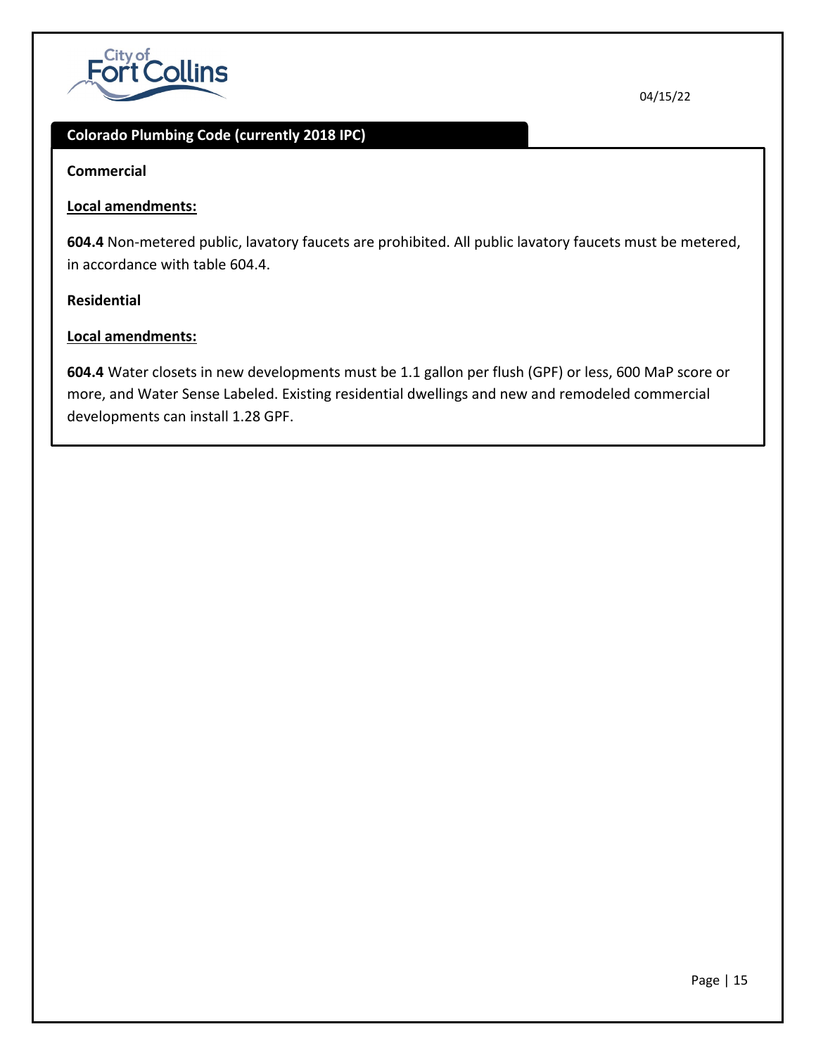## Colorado Plumbing Code (currently 2018 IPC)

**Commercial**

**Local amendments:**

**604.4** Non-metered public, lavatory faucets are prohibited. All public lavatory faucets must be metered, in accordance with table 604.4.

**Residential**

**Local amendments:**

**604.4** Water closets in new developments must be 1.1 gallon per flush (GPF) or less, 600 MaP score or more, and Water Sense Labeled. Existing residential dwellings and new and remodeled commercial developments can install 1.28 GPF.